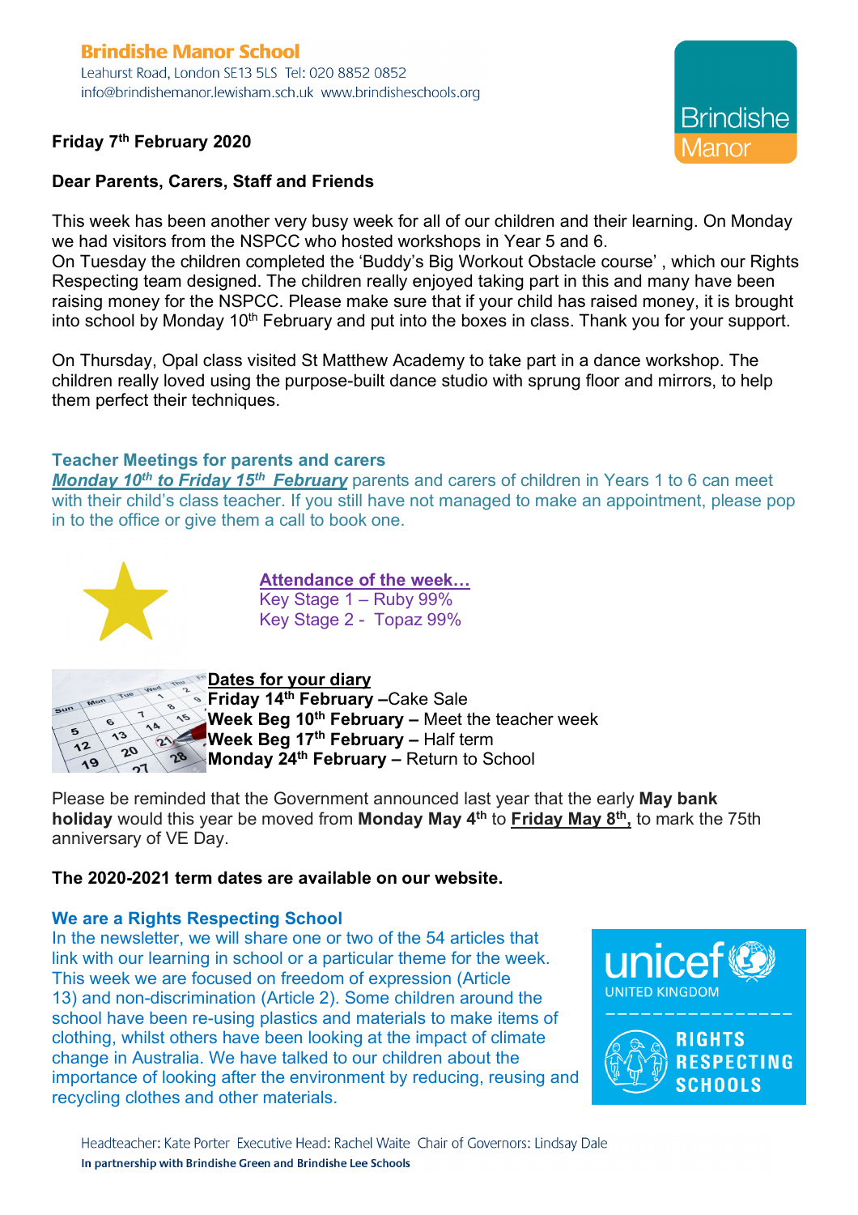**Brindishe Manor School**
Leahurst Road, London SE13 5LS Tel: 020 8852 0852
info@brindishemanor.lewisham.sch.uk www.brindisheschools.org

**Friday 7th February 2020**

**Dear Parents, Carers, Staff and Friends**

This week has been another very busy week for all of our children and their learning. On Monday we had visitors from the NSPCC who hosted workshops in Year 5 and 6.
On Tuesday the children completed the 'Buddy's Big Workout Obstacle course' , which our Rights Respecting team designed. The children really enjoyed taking part in this and many have been raising money for the NSPCC. Please make sure that if your child has raised money, it is brought into school by Monday 10th February and put into the boxes in class. Thank you for your support.

On Thursday, Opal class visited St Matthew Academy to take part in a dance workshop. The children really loved using the purpose-built dance studio with sprung floor and mirrors, to help them perfect their techniques.

## Teacher Meetings for parents and carers

***Monday 10th to Friday 15th February*** parents and carers of children in Years 1 to 6 can meet with their child's class teacher. If you still have not managed to make an appointment, please pop in to the office or give them a call to book one.

**Attendance of the week…**
Key Stage 1 – Ruby 99%
Key Stage 2 - Topaz 99%

**Dates for your diary**
**Friday 14th February** –Cake Sale
**Week Beg 10th February –** Meet the teacher week
**Week Beg 17th February –** Half term
**Monday 24th February –** Return to School

Please be reminded that the Government announced last year that the early **May bank holiday** would this year be moved from **Monday May 4th** to **Friday May 8th,** to mark the 75th anniversary of VE Day.

**The 2020-2021 term dates are available on our website.**

## We are a Rights Respecting School

In the newsletter, we will share one or two of the 54 articles that link with our learning in school or a particular theme for the week. This week we are focused on freedom of expression (Article 13) and non-discrimination (Article 2). Some children around the school have been re-using plastics and materials to make items of clothing, whilst others have been looking at the impact of climate change in Australia. We have talked to our children about the importance of looking after the environment by reducing, reusing and recycling clothes and other materials.

Headteacher: Kate Porter Executive Head: Rachel Waite Chair of Governors: Lindsay Dale
**In partnership with Brindishe Green and Brindishe Lee Schools**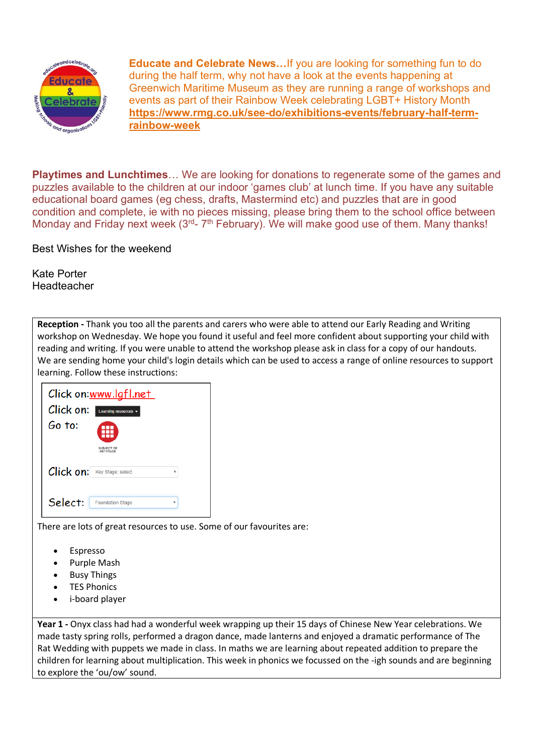**Educate and Celebrate News…**If you are looking for something fun to do during the half term, why not have a look at the events happening at Greenwich Maritime Museum as they are running a range of workshops and events as part of their Rainbow Week celebrating LGBT+ History Month **https://www.rmg.co.uk/see-do/exhibitions-events/february-half-term-rainbow-week**

**Playtimes and Lunchtimes**… We are looking for donations to regenerate some of the games and puzzles available to the children at our indoor 'games club' at lunch time. If you have any suitable educational board games (eg chess, drafts, Mastermind etc) and puzzles that are in good condition and complete, ie with no pieces missing, please bring them to the school office between Monday and Friday next week (3rd- 7th February). We will make good use of them. Many thanks!

Best Wishes for the weekend

Kate Porter
Headteacher

**Reception -** Thank you too all the parents and carers who were able to attend our Early Reading and Writing workshop on Wednesday. We hope you found it useful and feel more confident about supporting your child with reading and writing. If you were unable to attend the workshop please ask in class for a copy of our handouts. We are sending home your child's login details which can be used to access a range of online resources to support learning. Follow these instructions:

Click on: www.lgfl.net
Click on: Learning resources
Go to: SUBJECT OR KEYSTAGE
Click on: Key Stage: select
Select: Foundation Stage

There are lots of great resources to use. Some of our favourites are:

- Espresso
- Purple Mash
- Busy Things
- TES Phonics
- i-board player

**Year 1 -** Onyx class had had a wonderful week wrapping up their 15 days of Chinese New Year celebrations. We made tasty spring rolls, performed a dragon dance, made lanterns and enjoyed a dramatic performance of The Rat Wedding with puppets we made in class. In maths we are learning about repeated addition to prepare the children for learning about multiplication. This week in phonics we focussed on the -igh sounds and are beginning to explore the 'ou/ow' sound.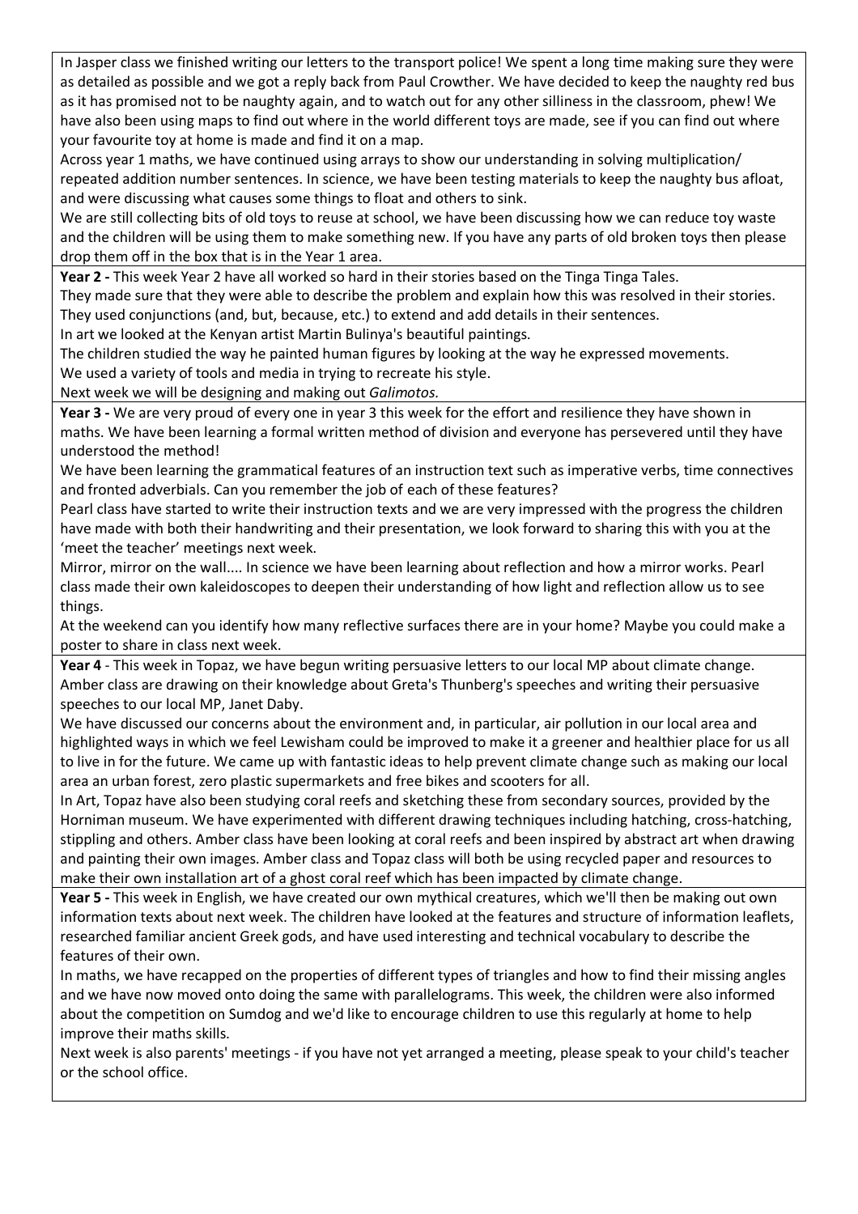In Jasper class we finished writing our letters to the transport police! We spent a long time making sure they were as detailed as possible and we got a reply back from Paul Crowther. We have decided to keep the naughty red bus as it has promised not to be naughty again, and to watch out for any other silliness in the classroom, phew! We have also been using maps to find out where in the world different toys are made, see if you can find out where your favourite toy at home is made and find it on a map.

Across year 1 maths, we have continued using arrays to show our understanding in solving multiplication/ repeated addition number sentences. In science, we have been testing materials to keep the naughty bus afloat, and were discussing what causes some things to float and others to sink.

We are still collecting bits of old toys to reuse at school, we have been discussing how we can reduce toy waste and the children will be using them to make something new. If you have any parts of old broken toys then please drop them off in the box that is in the Year 1 area.

**Year 2 -** This week Year 2 have all worked so hard in their stories based on the Tinga Tinga Tales.

They made sure that they were able to describe the problem and explain how this was resolved in their stories.

They used conjunctions (and, but, because, etc.) to extend and add details in their sentences.

In art we looked at the Kenyan artist Martin Bulinya's beautiful paintings.

The children studied the way he painted human figures by looking at the way he expressed movements.

We used a variety of tools and media in trying to recreate his style.

Next week we will be designing and making out *Galimotos.*

**Year 3 -** We are very proud of every one in year 3 this week for the effort and resilience they have shown in maths. We have been learning a formal written method of division and everyone has persevered until they have understood the method!

We have been learning the grammatical features of an instruction text such as imperative verbs, time connectives and fronted adverbials. Can you remember the job of each of these features?

Pearl class have started to write their instruction texts and we are very impressed with the progress the children have made with both their handwriting and their presentation, we look forward to sharing this with you at the 'meet the teacher' meetings next week.

Mirror, mirror on the wall.... In science we have been learning about reflection and how a mirror works. Pearl class made their own kaleidoscopes to deepen their understanding of how light and reflection allow us to see things.

At the weekend can you identify how many reflective surfaces there are in your home? Maybe you could make a poster to share in class next week.

**Year 4** - This week in Topaz, we have begun writing persuasive letters to our local MP about climate change. Amber class are drawing on their knowledge about Greta's Thunberg's speeches and writing their persuasive speeches to our local MP, Janet Daby.

We have discussed our concerns about the environment and, in particular, air pollution in our local area and highlighted ways in which we feel Lewisham could be improved to make it a greener and healthier place for us all to live in for the future. We came up with fantastic ideas to help prevent climate change such as making our local area an urban forest, zero plastic supermarkets and free bikes and scooters for all.

In Art, Topaz have also been studying coral reefs and sketching these from secondary sources, provided by the Horniman museum. We have experimented with different drawing techniques including hatching, cross-hatching, stippling and others. Amber class have been looking at coral reefs and been inspired by abstract art when drawing and painting their own images. Amber class and Topaz class will both be using recycled paper and resources to make their own installation art of a ghost coral reef which has been impacted by climate change.

**Year 5 -** This week in English, we have created our own mythical creatures, which we'll then be making out own information texts about next week. The children have looked at the features and structure of information leaflets, researched familiar ancient Greek gods, and have used interesting and technical vocabulary to describe the features of their own.

In maths, we have recapped on the properties of different types of triangles and how to find their missing angles and we have now moved onto doing the same with parallelograms. This week, the children were also informed about the competition on Sumdog and we'd like to encourage children to use this regularly at home to help improve their maths skills.

Next week is also parents' meetings - if you have not yet arranged a meeting, please speak to your child's teacher or the school office.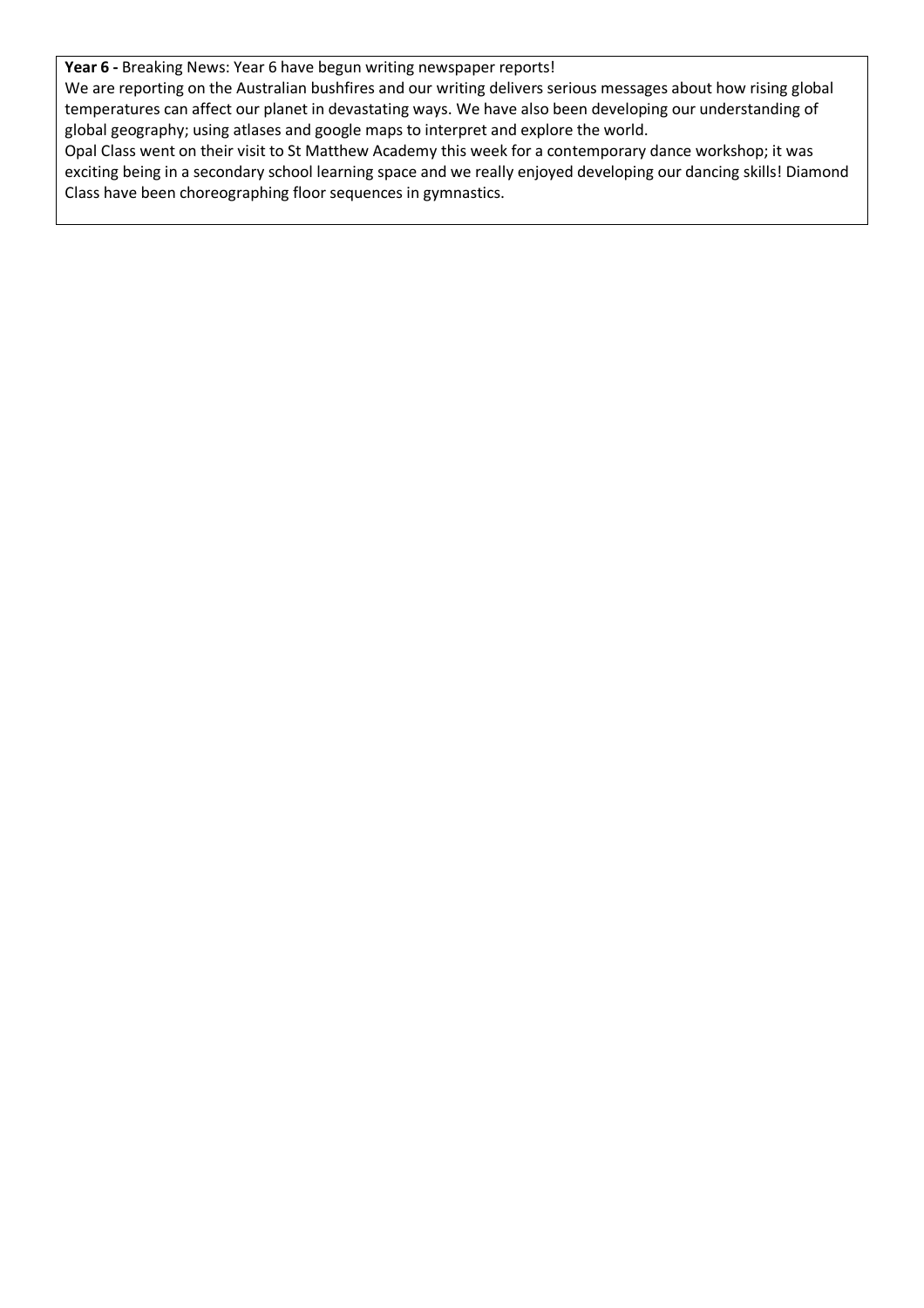**Year 6 -** Breaking News: Year 6 have begun writing newspaper reports!

We are reporting on the Australian bushfires and our writing delivers serious messages about how rising global temperatures can affect our planet in devastating ways. We have also been developing our understanding of global geography; using atlases and google maps to interpret and explore the world.

Opal Class went on their visit to St Matthew Academy this week for a contemporary dance workshop; it was exciting being in a secondary school learning space and we really enjoyed developing our dancing skills! Diamond Class have been choreographing floor sequences in gymnastics.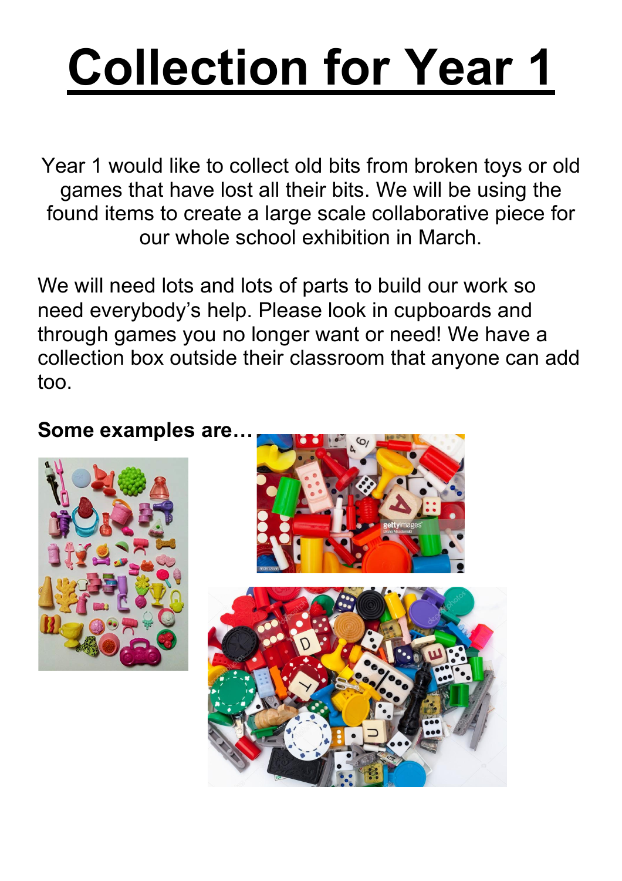# Collection for Year 1

Year 1 would like to collect old bits from broken toys or old games that have lost all their bits. We will be using the found items to create a large scale collaborative piece for our whole school exhibition in March.

We will need lots and lots of parts to build our work so need everybody's help. Please look in cupboards and through games you no longer want or need! We have a collection box outside their classroom that anyone can add too.

**Some examples are…**